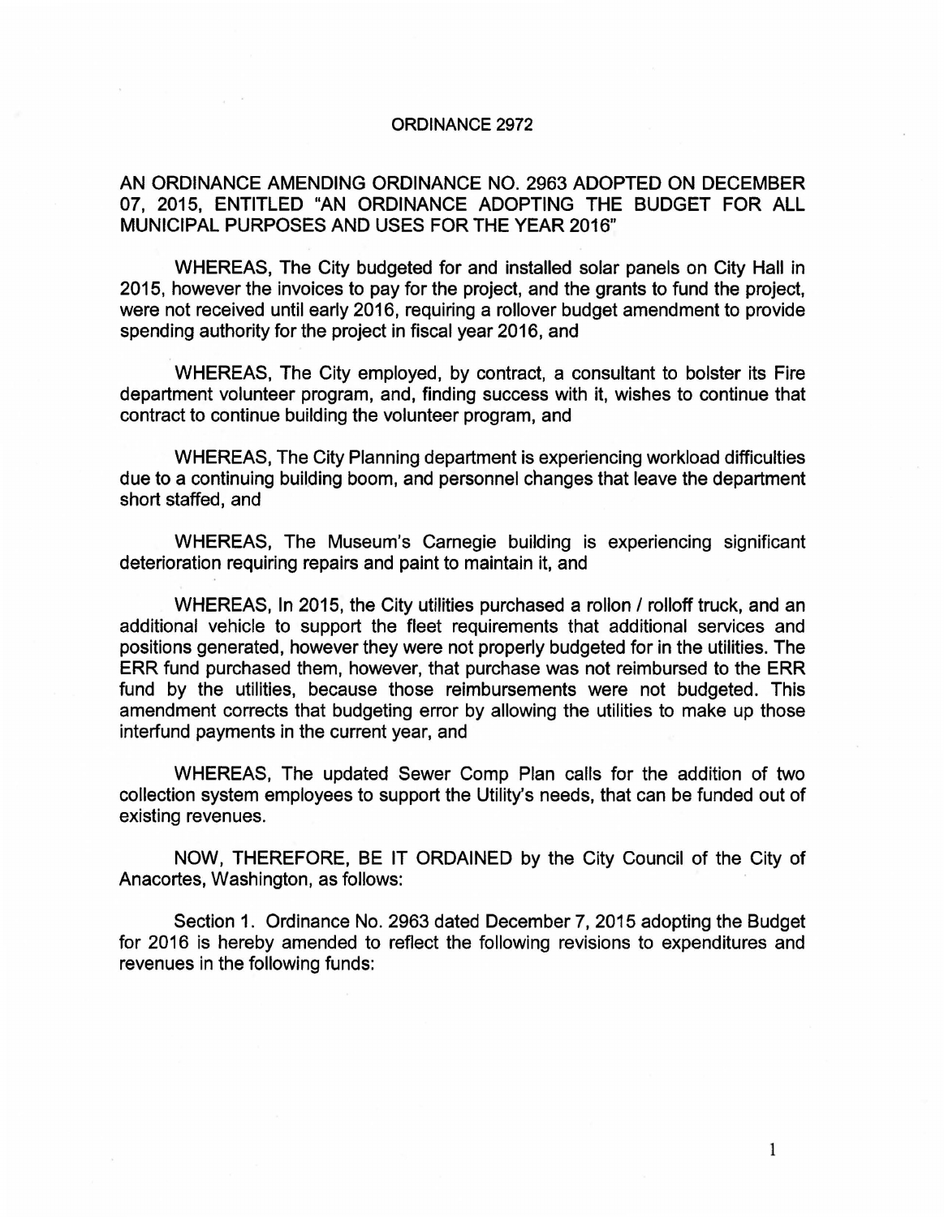# ORDINANCE 2972

## AN ORDINANCE AMENDING ORDINANCE NO. 2963 ADOPTED ON DECEMBER 07, 2015, ENTITLED "AN ORDINANCE ADOPTING THE BUDGET FOR ALL MUNICIPAL PURPOSES AND USES FOR THE YEAR 2016"

WHEREAS, The City budgeted for and installed solar panels on City Hall in 2015, however the invoices to pay for the project, and the grants to fund the project, were not received until early 2016, requiring a rollover budget amendment to provide spending authority for the project in fiscal year 2016, and

WHEREAS, The City employed, by contract, a consultant to bolster its Fire department volunteer program, and, finding success with it, wishes to continue that contract to continue building the volunteer program, and

WHEREAS, The City Planning department is experiencing workload difficulties due to a continuing building boom, and personnel changes that leave the department short staffed, and

WHEREAS, The Museum's Carnegie building is experiencing significant deterioration requiring repairs and paint to maintain it, and

WHEREAS, In 2015, the City utilities purchased a rollon / rolloff truck, and an additional vehicle to support the fleet requirements that additional services and positions generated, however they were not properly budgeted for in the utilities. The ERR fund purchased them, however, that purchase was not reimbursed to the ERR fund by the utilities, because those reimbursements were not budgeted. This amendment corrects that budgeting error by allowing the utilities to make up those interfund payments in the current year, and

WHEREAS, The updated Sewer Comp Plan calls for the addition of two collection system employees to support the Utility's needs, that can be funded out of existing revenues.

NOW, THEREFORE, BE IT ORDAINED by the City Council of the City of Anacortes, Washington, as follows:

Section 1. Ordinance No. 2963 dated December 7, 2015 adopting the Budget for 2016 is hereby amended to reflect the following revisions to expenditures and revenues in the following funds: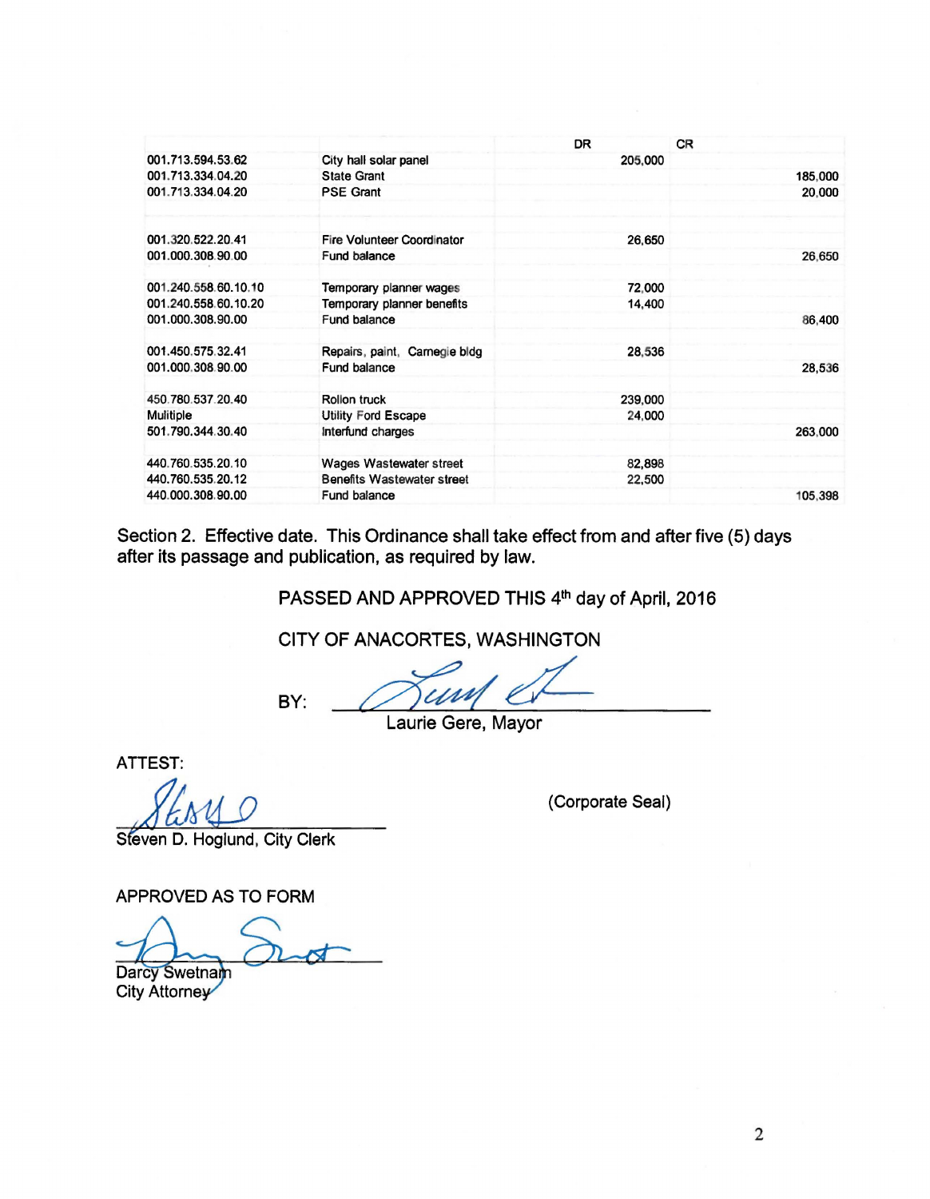| | | DR | CR |
|---|---|---|---|
| 001.713.594.53.62 | City hall solar panel | 205,000 | |
| 001.713.334.04.20 | State Grant | | 185,000 |
| 001.713.334.04.20 | PSE Grant | | 20,000 |
| | | | |
| 001.320.522.20.41 | Fire Volunteer Coordinator | 26,650 | |
| 001.000.308.90.00 | Fund balance | | 26,650 |
| | | | |
| 001.240.558.60.10.10 | Temporary planner wages | 72,000 | |
| 001.240.558.60.10.20 | Temporary planner benefits | 14,400 | |
| 001.000.308.90.00 | Fund balance | | 86,400 |
| | | | |
| 001.450.575.32.41 | Repairs, paint, Carnegie bldg | 28,536 | |
| 001.000.308.90.00 | Fund balance | | 28,536 |
| | | | |
| 450.780.537.20.40 | Rollon truck | 239,000 | |
| Mulitiple | Utility Ford Escape | 24,000 | |
| 501.790.344.30.40 | Interfund charges | | 263,000 |
| | | | |
| 440.760.535.20.10 | Wages Wastewater street | 82,898 | |
| 440.760.535.20.12 | Benefits Wastewater street | 22,500 | |
| 440.000.308.90.00 | Fund balance | | 105,398 |

Section 2. Effective date. This Ordinance shall take effect from and after five (5) days after its passage and publication, as required by law.

PASSED AND APPROVED THIS 4th day of April, 2016

CITY OF ANACORTES, WASHINGTON

BY: ______________________________
Laurie Gere, Mayor

ATTEST:

______________________________
Steven D. Hoglund, City Clerk

(Corporate Seal)

APPROVED AS TO FORM

______________________________
Darcy Swetnam
City Attorney